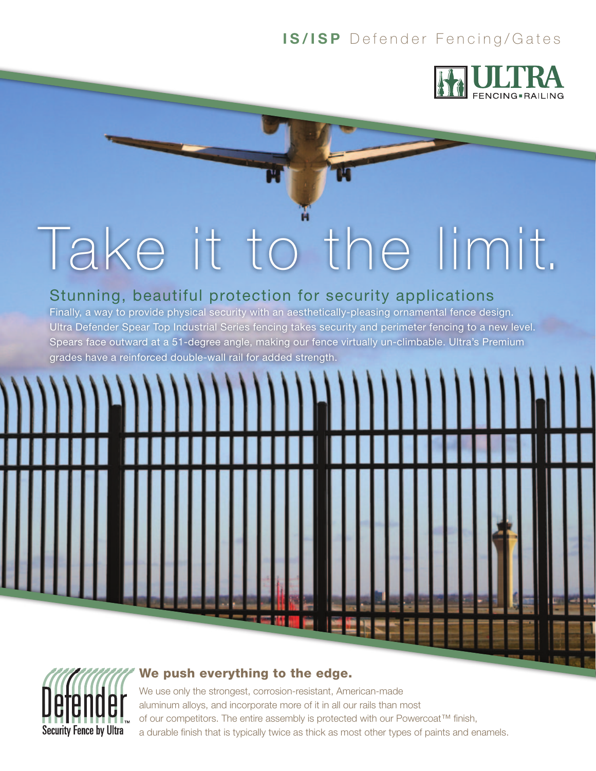**IS/ISP** Defender Fencing/Gates

ULTRA FENCING • RAILING

# Take it to the limit.

## Stunning, beautiful protection for security applications

Finally, a way to provide physical security with an aesthetically-pleasing ornamental fence design. Ultra Defender Spear Top Industrial Series fencing takes security and perimeter fencing to a new level. Spears face outward at a 51-degree angle, making our fence virtually un-climbable. Ultra's Premium grades have a reinforced double-wall rail for added strength.

Defender™ Security Fence by Ultra

### We push everything to the edge.

We use only the strongest, corrosion-resistant, American-made aluminum alloys, and incorporate more of it in all our rails than most of our competitors. The entire assembly is protected with our Powercoat™ finish, a durable finish that is typically twice as thick as most other types of paints and enamels.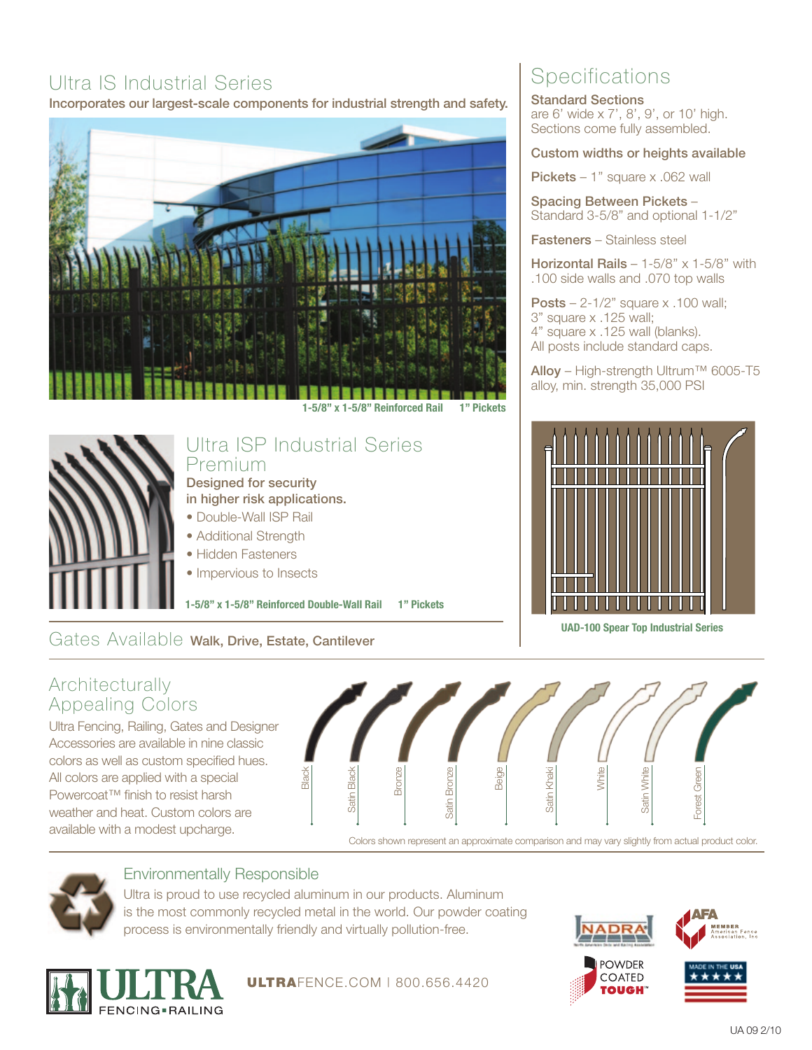## Ultra IS Industrial Series

**Incorporates our largest-scale components for industrial strength and safety.**

**1-5/8" x 1-5/8" Reinforced Rail** **1" Pickets**

## Ultra ISP Industrial Series Premium

**Designed for security in higher risk applications.**

- Double-Wall ISP Rail
- Additional Strength
- Hidden Fasteners
- Impervious to Insects

**1-5/8" x 1-5/8" Reinforced Double-Wall Rail** **1" Pickets**

## Gates Available **Walk, Drive, Estate, Cantilever**

## Specifications

**Standard Sections** are 6' wide x 7', 8', 9', or 10' high. Sections come fully assembled.

**Custom widths or heights available**

**Pickets** – 1" square x .062 wall

**Spacing Between Pickets** – Standard 3-5/8" and optional 1-1/2"

**Fasteners** – Stainless steel

**Horizontal Rails** – 1-5/8" x 1-5/8" with .100 side walls and .070 top walls

**Posts** – 2-1/2" square x .100 wall;
3" square x .125 wall;
4" square x .125 wall (blanks).
All posts include standard caps.

**Alloy** – High-strength Ultrum™ 6005-T5 alloy, min. strength 35,000 PSI

**UAD-100 Spear Top Industrial Series**

## Architecturally Appealing Colors

Ultra Fencing, Railing, Gates and Designer Accessories are available in nine classic colors as well as custom specified hues. All colors are applied with a special Powercoat™ finish to resist harsh weather and heat. Custom colors are available with a modest upcharge.

Black
Satin Black
Bronze
Satin Bronze
Beige
Satin Khaki
White
Satin White
Forest Green

Colors shown represent an approximate comparison and may vary slightly from actual product color.

## Environmentally Responsible

Ultra is proud to use recycled aluminum in our products. Aluminum is the most commonly recycled metal in the world. Our powder coating process is environmentally friendly and virtually pollution-free.

ULTRA FENCING ▪ RAILING

**ULTRA**FENCE.COM | 800.656.4420

NADRA

AFA MEMBER American Fence Association, Inc

POWDER COATED TOUGH™

MADE IN THE USA

UA 09 2/10